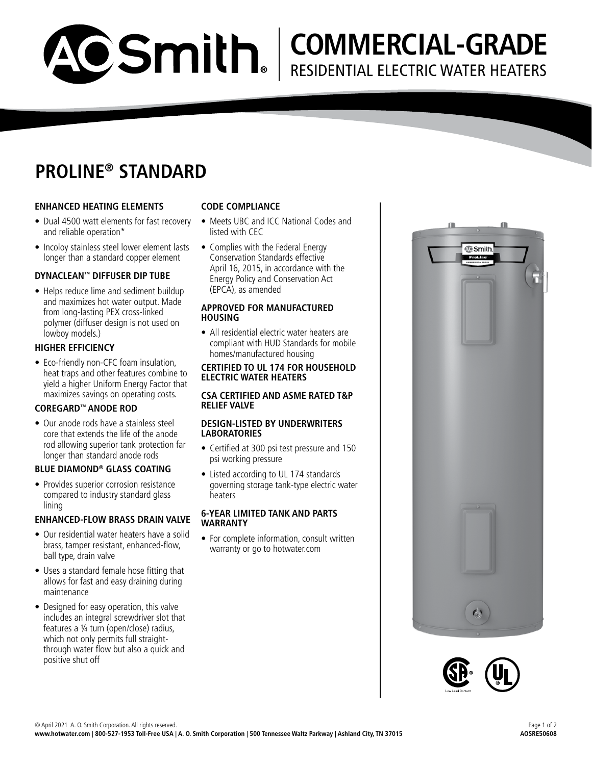# A.O. Smith COMMERCIAL-GRADE RESIDENTIAL ELECTRIC WATER HEATERS

## PROLINE® STANDARD

### ENHANCED HEATING ELEMENTS

- Dual 4500 watt elements for fast recovery and reliable operation*
- Incoloy stainless steel lower element lasts longer than a standard copper element

### DYNACLEAN™ DIFFUSER DIP TUBE

- Helps reduce lime and sediment buildup and maximizes hot water output. Made from long-lasting PEX cross-linked polymer (diffuser design is not used on lowboy models.)

### HIGHER EFFICIENCY

- Eco-friendly non-CFC foam insulation, heat traps and other features combine to yield a higher Uniform Energy Factor that maximizes savings on operating costs.

### COREGARD™ ANODE ROD

- Our anode rods have a stainless steel core that extends the life of the anode rod allowing superior tank protection far longer than standard anode rods

### BLUE DIAMOND® GLASS COATING

- Provides superior corrosion resistance compared to industry standard glass lining

### ENHANCED-FLOW BRASS DRAIN VALVE

- Our residential water heaters have a solid brass, tamper resistant, enhanced-flow, ball type, drain valve
- Uses a standard female hose fitting that allows for fast and easy draining during maintenance
- Designed for easy operation, this valve includes an integral screwdriver slot that features a ¼ turn (open/close) radius, which not only permits full straight-through water flow but also a quick and positive shut off

### CODE COMPLIANCE

- Meets UBC and ICC National Codes and listed with CEC
- Complies with the Federal Energy Conservation Standards effective April 16, 2015, in accordance with the Energy Policy and Conservation Act (EPCA), as amended

### APPROVED FOR MANUFACTURED HOUSING

- All residential electric water heaters are compliant with HUD Standards for mobile homes/manufactured housing

### CERTIFIED TO UL 174 FOR HOUSEHOLD ELECTRIC WATER HEATERS

### CSA CERTIFIED AND ASME RATED T&P RELIEF VALVE

### DESIGN-LISTED BY UNDERWRITERS LABORATORIES

- Certified at 300 psi test pressure and 150 psi working pressure
- Listed according to UL 174 standards governing storage tank-type electric water heaters

### 6-YEAR LIMITED TANK AND PARTS WARRANTY

- For complete information, consult written warranty or go to hotwater.com

© April 2021 A. O. Smith Corporation. All rights reserved.

**www.hotwater.com | 800-527-1953 Toll-Free USA | A. O. Smith Corporation | 500 Tennessee Waltz Parkway | Ashland City, TN 37015**

**AOSRE50608**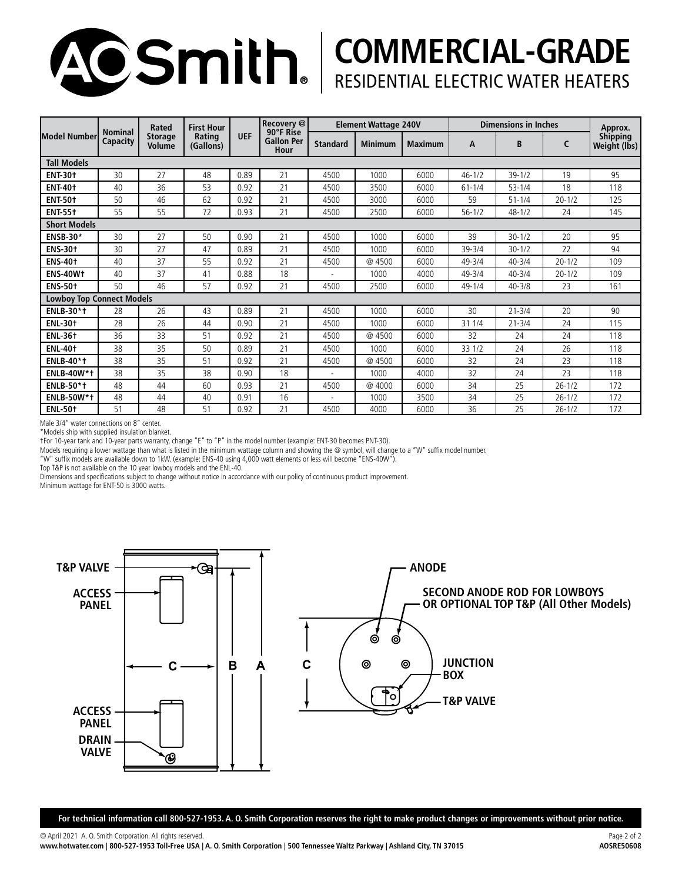# COMMERCIAL-GRADE

## RESIDENTIAL ELECTRIC WATER HEATERS

| Model Number | Nominal Capacity | Rated Storage Volume | First Hour Rating (Gallons) | UEF | Recovery @ 90°F Rise Gallon Per Hour | Element Wattage 240V | | | Dimensions in Inches | | | Approx. Shipping Weight (lbs) |
|---|---|---|---|---|---|---|---|---|---|---|---|---|
| | | | | | | Standard | Minimum | Maximum | A | B | C | |
| **Tall Models** | | | | | | | | | | | | |
| **ENT-30†** | 30 | 27 | 48 | 0.89 | 21 | 4500 | 1000 | 6000 | 46-1/2 | 39-1/2 | 19 | 95 |
| **ENT-40†** | 40 | 36 | 53 | 0.92 | 21 | 4500 | 3500 | 6000 | 61-1/4 | 53-1/4 | 18 | 118 |
| **ENT-50†** | 50 | 46 | 62 | 0.92 | 21 | 4500 | 3000 | 6000 | 59 | 51-1/4 | 20-1/2 | 125 |
| **ENT-55†** | 55 | 55 | 72 | 0.93 | 21 | 4500 | 2500 | 6000 | 56-1/2 | 48-1/2 | 24 | 145 |
| **Short Models** | | | | | | | | | | | | |
| **ENSB-30*** | 30 | 27 | 50 | 0.90 | 21 | 4500 | 1000 | 6000 | 39 | 30-1/2 | 20 | 95 |
| **ENS-30†** | 30 | 27 | 47 | 0.89 | 21 | 4500 | 1000 | 6000 | 39-3/4 | 30-1/2 | 22 | 94 |
| **ENS-40†** | 40 | 37 | 55 | 0.92 | 21 | 4500 | @ 4500 | 6000 | 49-3/4 | 40-3/4 | 20-1/2 | 109 |
| **ENS-40W†** | 40 | 37 | 41 | 0.88 | 18 | - | 1000 | 4000 | 49-3/4 | 40-3/4 | 20-1/2 | 109 |
| **ENS-50†** | 50 | 46 | 57 | 0.92 | 21 | 4500 | 2500 | 6000 | 49-1/4 | 40-3/8 | 23 | 161 |
| **Lowboy Top Connect Models** | | | | | | | | | | | | |
| **ENLB-30*†** | 28 | 26 | 43 | 0.89 | 21 | 4500 | 1000 | 6000 | 30 | 21-3/4 | 20 | 90 |
| **ENL-30†** | 28 | 26 | 44 | 0.90 | 21 | 4500 | 1000 | 6000 | 31 1/4 | 21-3/4 | 24 | 115 |
| **ENL-36†** | 36 | 33 | 51 | 0.92 | 21 | 4500 | @ 4500 | 6000 | 32 | 24 | 24 | 118 |
| **ENL-40†** | 38 | 35 | 50 | 0.89 | 21 | 4500 | 1000 | 6000 | 33 1/2 | 24 | 26 | 118 |
| **ENLB-40*†** | 38 | 35 | 51 | 0.92 | 21 | 4500 | @ 4500 | 6000 | 32 | 24 | 23 | 118 |
| **ENLB-40W*†** | 38 | 35 | 38 | 0.90 | 18 | - | 1000 | 4000 | 32 | 24 | 23 | 118 |
| **ENLB-50*†** | 48 | 44 | 60 | 0.93 | 21 | 4500 | @ 4000 | 6000 | 34 | 25 | 26-1/2 | 172 |
| **ENLB-50W*†** | 48 | 44 | 40 | 0.91 | 16 | - | 1000 | 3500 | 34 | 25 | 26-1/2 | 172 |
| **ENL-50†** | 51 | 48 | 51 | 0.92 | 21 | 4500 | 4000 | 6000 | 36 | 25 | 26-1/2 | 172 |

Male 3/4" water connections on 8" center.
*Models ship with supplied insulation blanket.
†For 10-year tank and 10-year parts warranty, change "E" to "P" in the model number (example: ENT-30 becomes PNT-30).
Models requiring a lower wattage than what is listed in the minimum wattage column and showing the @ symbol, will change to a "W" suffix model number.
"W" suffix models are available down to 1kW. (example: ENS-40 using 4,000 watt elements or less will become "ENS-40W").
Top T&P is not available on the 10 year lowboy models and the ENL-40.
Dimensions and specifications subject to change without notice in accordance with our policy of continuous product improvement.
Minimum wattage for ENT-50 is 3000 watts.

T&P VALVE
ACCESS PANEL
C
B
A
ACCESS PANEL
DRAIN VALVE

ANODE
SECOND ANODE ROD FOR LOWBOYS OR OPTIONAL TOP T&P (All Other Models)
C
JUNCTION BOX
T&P VALVE

**For technical information call 800-527-1953. A. O. Smith Corporation reserves the right to make product changes or improvements without prior notice.**

© April 2021 A. O. Smith Corporation. All rights reserved.
**www.hotwater.com | 800-527-1953 Toll-Free USA | A. O. Smith Corporation | 500 Tennessee Waltz Parkway | Ashland City, TN 37015**
**AOSRE50608**